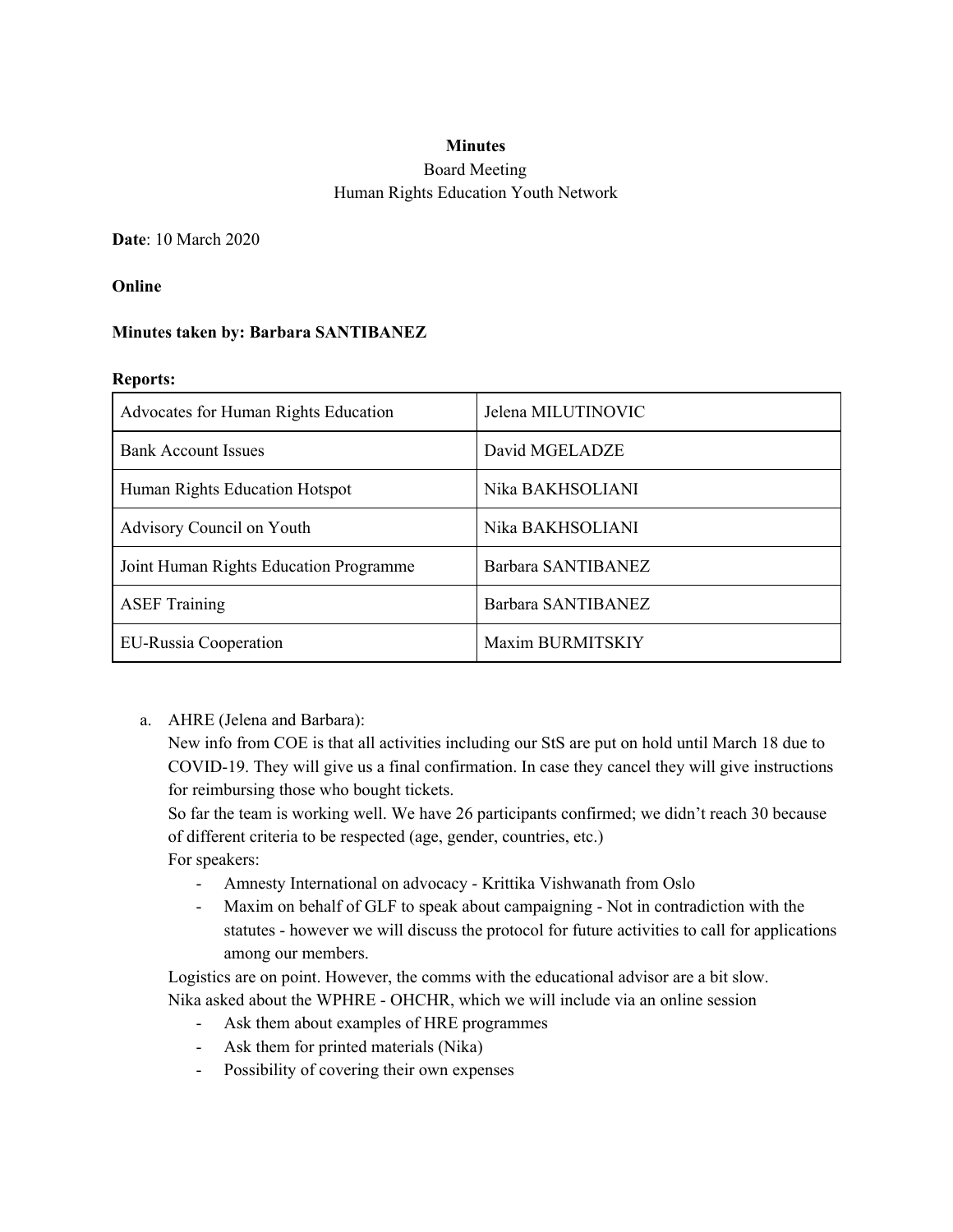**Minutes**

Board Meeting

Human Rights Education Youth Network

**Date**: 10 March 2020

**Online**

**Minutes taken by: Barbara SANTIBANEZ**

**Reports:**

| | |
|---|---|
| Advocates for Human Rights Education | Jelena MILUTINOVIC |
| Bank Account Issues | David MGELADZE |
| Human Rights Education Hotspot | Nika BAKHSOLIANI |
| Advisory Council on Youth | Nika BAKHSOLIANI |
| Joint Human Rights Education Programme | Barbara SANTIBANEZ |
| ASEF Training | Barbara SANTIBANEZ |
| EU-Russia Cooperation | Maxim BURMITSKIY |

a. AHRE (Jelena and Barbara):

New info from COE is that all activities including our StS are put on hold until March 18 due to COVID-19. They will give us a final confirmation. In case they cancel they will give instructions for reimbursing those who bought tickets.

So far the team is working well. We have 26 participants confirmed; we didn't reach 30 because of different criteria to be respected (age, gender, countries, etc.)

For speakers:

- Amnesty International on advocacy - Krittika Vishwanath from Oslo
- Maxim on behalf of GLF to speak about campaigning - Not in contradiction with the statutes - however we will discuss the protocol for future activities to call for applications among our members.

Logistics are on point. However, the comms with the educational advisor are a bit slow.

Nika asked about the WPHRE - OHCHR, which we will include via an online session

- Ask them about examples of HRE programmes
- Ask them for printed materials (Nika)
- Possibility of covering their own expenses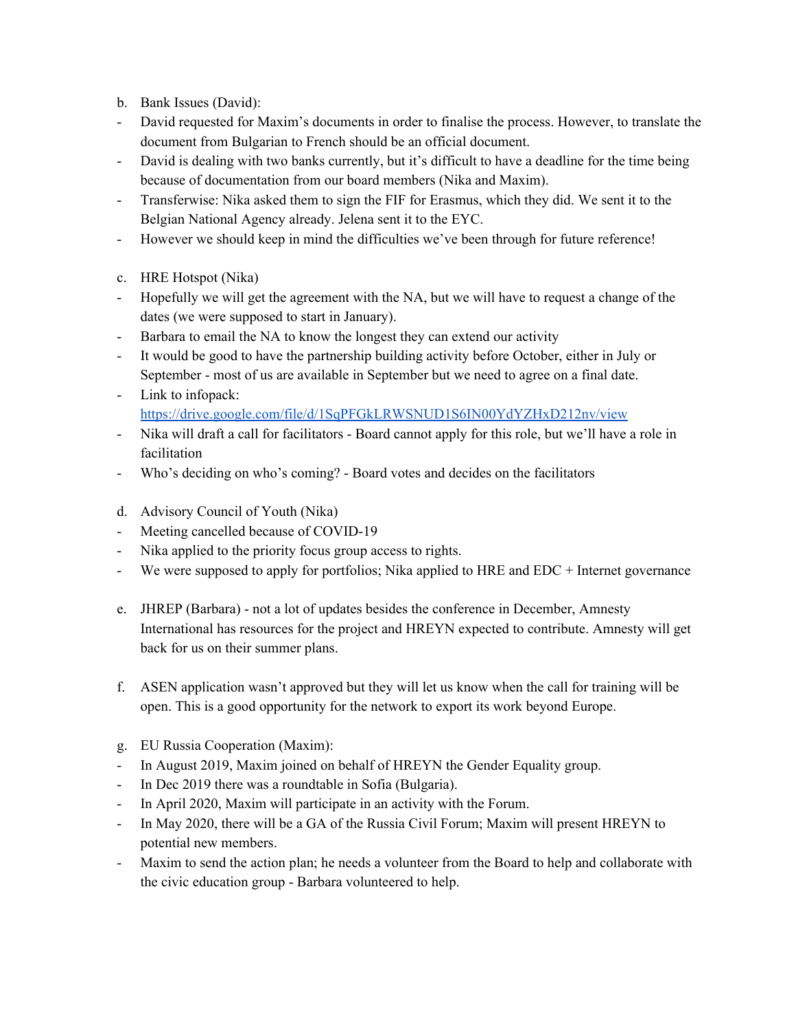b. Bank Issues (David):

- David requested for Maxim's documents in order to finalise the process. However, to translate the document from Bulgarian to French should be an official document.
- David is dealing with two banks currently, but it's difficult to have a deadline for the time being because of documentation from our board members (Nika and Maxim).
- Transferwise: Nika asked them to sign the FIF for Erasmus, which they did. We sent it to the Belgian National Agency already. Jelena sent it to the EYC.
- However we should keep in mind the difficulties we've been through for future reference!

c. HRE Hotspot (Nika)

- Hopefully we will get the agreement with the NA, but we will have to request a change of the dates (we were supposed to start in January).
- Barbara to email the NA to know the longest they can extend our activity
- It would be good to have the partnership building activity before October, either in July or September - most of us are available in September but we need to agree on a final date.
- Link to infopack: [https://drive.google.com/file/d/1SqPFGkLRWSNUD1S6IN00YdYZHxD212nv/view](https://drive.google.com/file/d/1SqPFGkLRWSNUD1S6IN00YdYZHxD212nv/view)
- Nika will draft a call for facilitators - Board cannot apply for this role, but we'll have a role in facilitation
- Who's deciding on who's coming? - Board votes and decides on the facilitators

d. Advisory Council of Youth (Nika)

- Meeting cancelled because of COVID-19
- Nika applied to the priority focus group access to rights.
- We were supposed to apply for portfolios; Nika applied to HRE and EDC + Internet governance

e. JHREP (Barbara) - not a lot of updates besides the conference in December, Amnesty International has resources for the project and HREYN expected to contribute. Amnesty will get back for us on their summer plans.

f. ASEN application wasn't approved but they will let us know when the call for training will be open. This is a good opportunity for the network to export its work beyond Europe.

g. EU Russia Cooperation (Maxim):

- In August 2019, Maxim joined on behalf of HREYN the Gender Equality group.
- In Dec 2019 there was a roundtable in Sofia (Bulgaria).
- In April 2020, Maxim will participate in an activity with the Forum.
- In May 2020, there will be a GA of the Russia Civil Forum; Maxim will present HREYN to potential new members.
- Maxim to send the action plan; he needs a volunteer from the Board to help and collaborate with the civic education group - Barbara volunteered to help.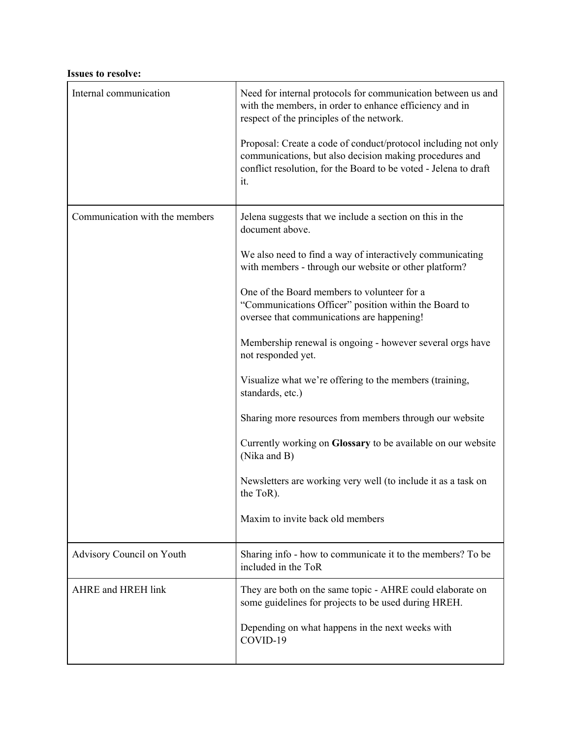**Issues to resolve:**

| | |
|---|---|
| Internal communication | Need for internal protocols for communication between us and with the members, in order to enhance efficiency and in respect of the principles of the network.<br><br>Proposal: Create a code of conduct/protocol including not only communications, but also decision making procedures and conflict resolution, for the Board to be voted - Jelena to draft it. |
| Communication with the members | Jelena suggests that we include a section on this in the document above.<br><br>We also need to find a way of interactively communicating with members - through our website or other platform?<br><br>One of the Board members to volunteer for a "Communications Officer" position within the Board to oversee that communications are happening!<br><br>Membership renewal is ongoing - however several orgs have not responded yet.<br><br>Visualize what we're offering to the members (training, standards, etc.)<br><br>Sharing more resources from members through our website<br><br>Currently working on **Glossary** to be available on our website (Nika and B)<br><br>Newsletters are working very well (to include it as a task on the ToR).<br><br>Maxim to invite back old members |
| Advisory Council on Youth | Sharing info - how to communicate it to the members? To be included in the ToR |
| AHRE and HREH link | They are both on the same topic - AHRE could elaborate on some guidelines for projects to be used during HREH.<br><br>Depending on what happens in the next weeks with COVID-19 |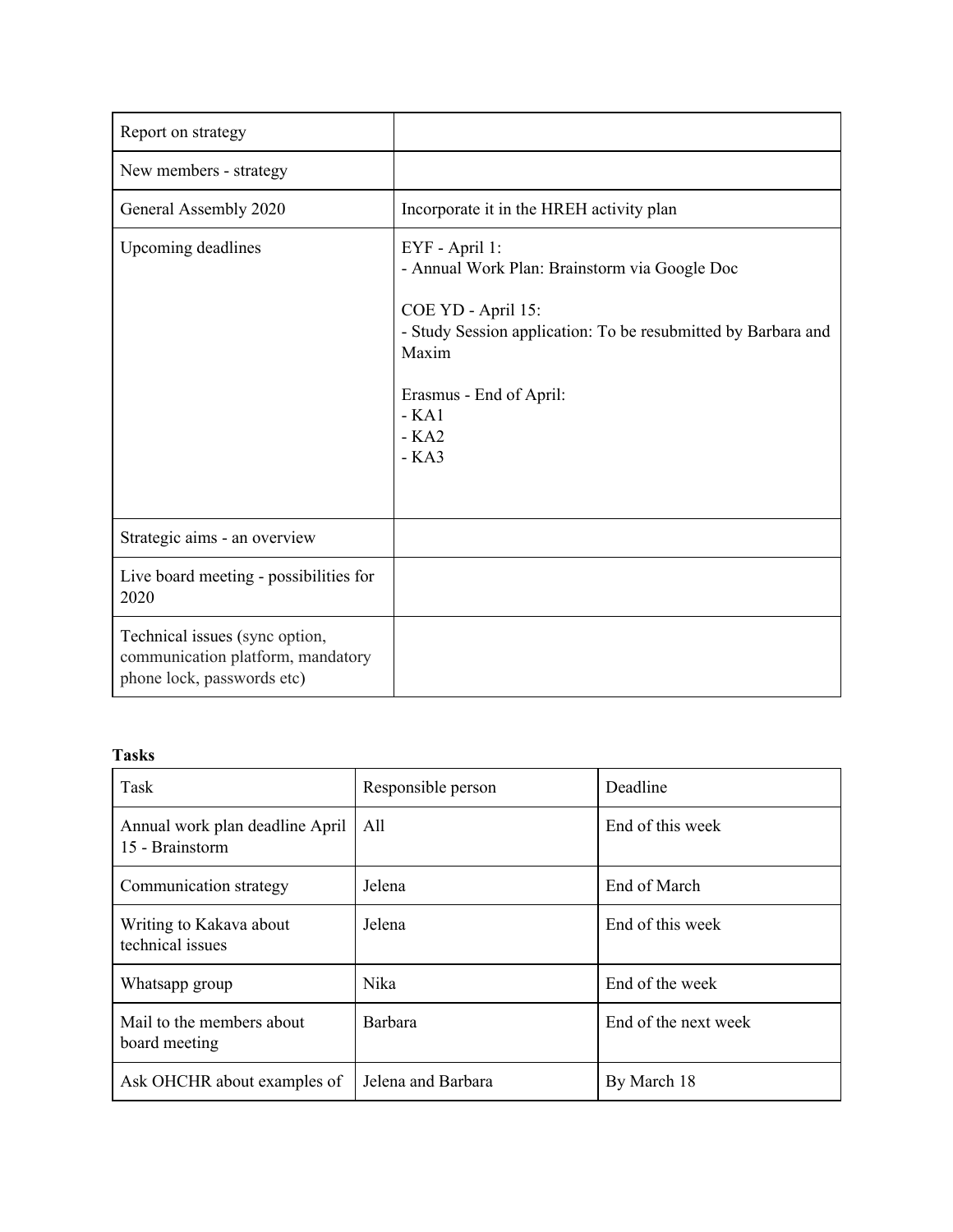| Report on strategy | |
| --- | --- |
| New members - strategy | |
| General Assembly 2020 | Incorporate it in the HREH activity plan |
| Upcoming deadlines | EYF - April 1:<br>- Annual Work Plan: Brainstorm via Google Doc<br><br>COE YD - April 15:<br>- Study Session application: To be resubmitted by Barbara and Maxim<br><br>Erasmus - End of April:<br>- KA1<br>- KA2<br>- KA3 |
| Strategic aims - an overview | |
| Live board meeting - possibilities for 2020 | |
| Technical issues (sync option, communication platform, mandatory phone lock, passwords etc) | |

**Tasks**

| Task | Responsible person | Deadline |
| --- | --- | --- |
| Annual work plan deadline April 15 - Brainstorm | All | End of this week |
| Communication strategy | Jelena | End of March |
| Writing to Kakava about technical issues | Jelena | End of this week |
| Whatsapp group | Nika | End of the week |
| Mail to the members about board meeting | Barbara | End of the next week |
| Ask OHCHR about examples of | Jelena and Barbara | By March 18 |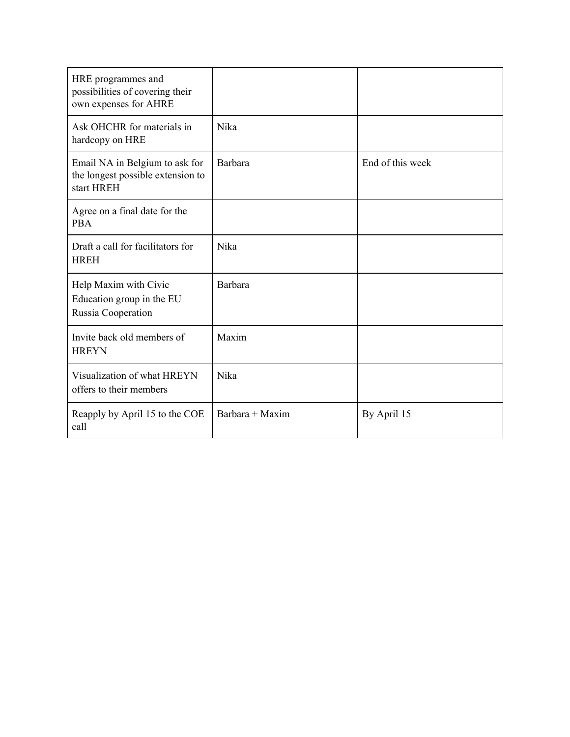| | | |
|---|---|---|
| HRE programmes and possibilities of covering their own expenses for AHRE | | |
| Ask OHCHR for materials in hardcopy on HRE | Nika | |
| Email NA in Belgium to ask for the longest possible extension to start HREH | Barbara | End of this week |
| Agree on a final date for the PBA | | |
| Draft a call for facilitators for HREH | Nika | |
| Help Maxim with Civic Education group in the EU Russia Cooperation | Barbara | |
| Invite back old members of HREYN | Maxim | |
| Visualization of what HREYN offers to their members | Nika | |
| Reapply by April 15 to the COE call | Barbara + Maxim | By April 15 |